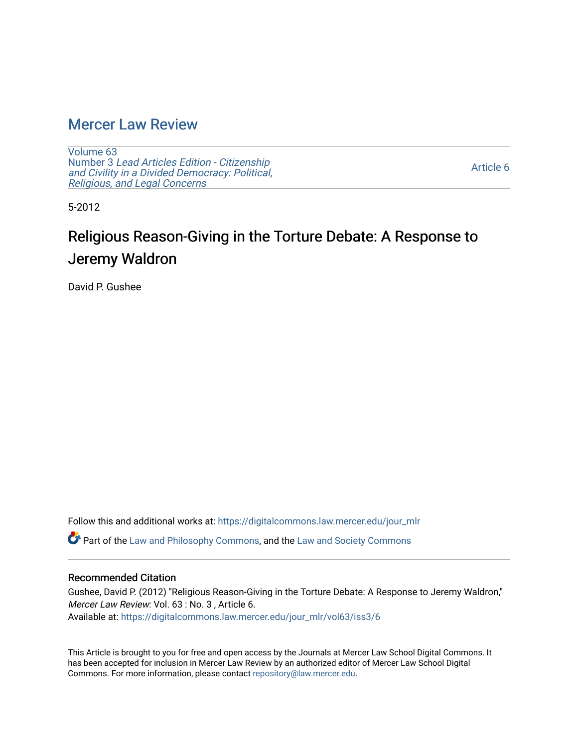# Mercer Law Review

Volume 63
Number 3 *Lead Articles Edition - Citizenship and Civility in a Divided Democracy: Political, Religious, and Legal Concerns*

Article 6

5-2012

## Religious Reason-Giving in the Torture Debate: A Response to Jeremy Waldron

David P. Gushee

Follow this and additional works at: https://digitalcommons.law.mercer.edu/jour_mlr

Part of the Law and Philosophy Commons, and the Law and Society Commons

### Recommended Citation

Gushee, David P. (2012) "Religious Reason-Giving in the Torture Debate: A Response to Jeremy Waldron," *Mercer Law Review*: Vol. 63 : No. 3 , Article 6.
Available at: https://digitalcommons.law.mercer.edu/jour_mlr/vol63/iss3/6

This Article is brought to you for free and open access by the Journals at Mercer Law School Digital Commons. It has been accepted for inclusion in Mercer Law Review by an authorized editor of Mercer Law School Digital Commons. For more information, please contact repository@law.mercer.edu.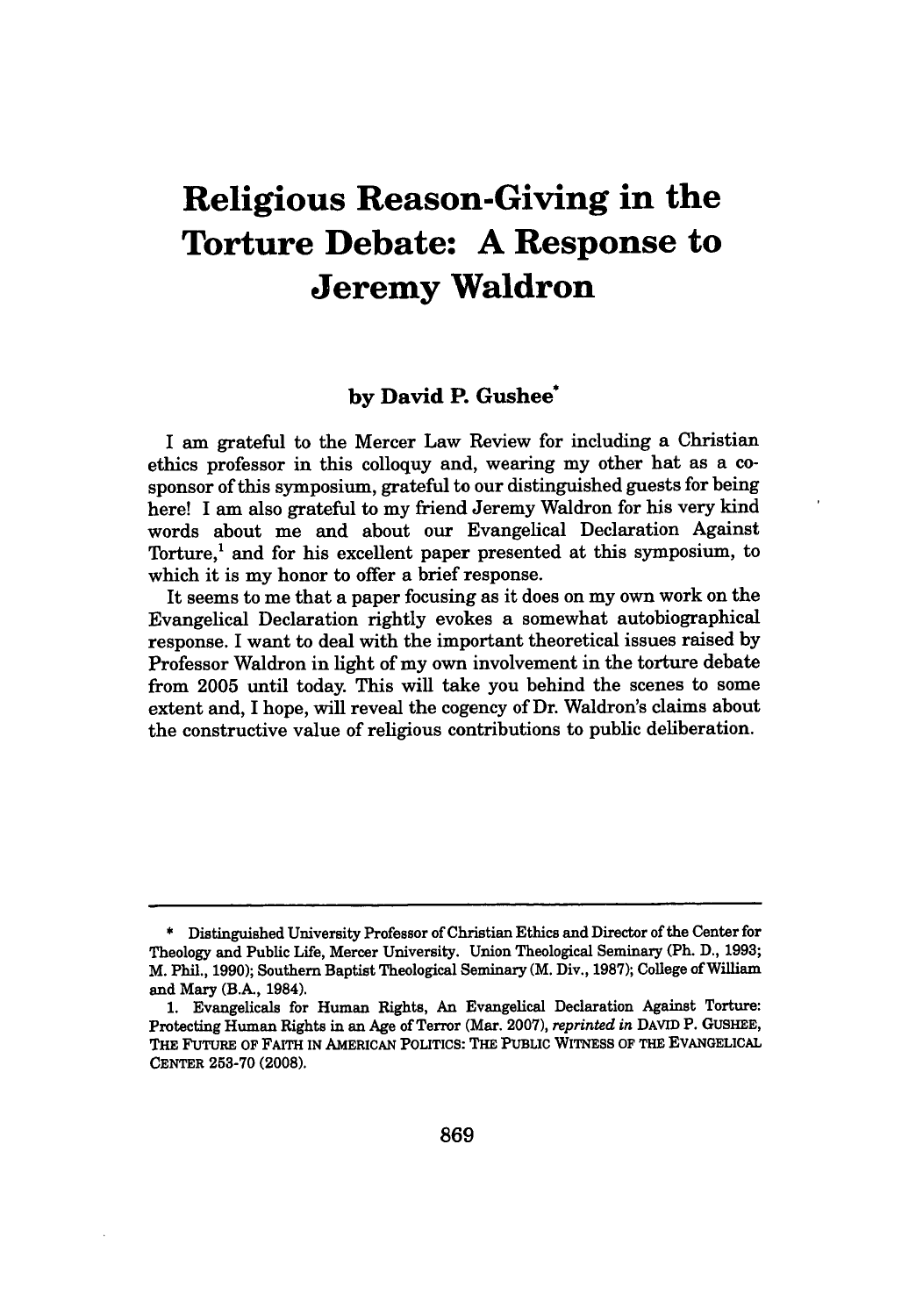# Religious Reason-Giving in the Torture Debate: A Response to Jeremy Waldron

**by David P. Gushee***

I am grateful to the Mercer Law Review for including a Christian ethics professor in this colloquy and, wearing my other hat as a co-sponsor of this symposium, grateful to our distinguished guests for being here! I am also grateful to my friend Jeremy Waldron for his very kind words about me and about our Evangelical Declaration Against Torture,[1] and for his excellent paper presented at this symposium, to which it is my honor to offer a brief response.

It seems to me that a paper focusing as it does on my own work on the Evangelical Declaration rightly evokes a somewhat autobiographical response. I want to deal with the important theoretical issues raised by Professor Waldron in light of my own involvement in the torture debate from 2005 until today. This will take you behind the scenes to some extent and, I hope, will reveal the cogency of Dr. Waldron's claims about the constructive value of religious contributions to public deliberation.

---

\* Distinguished University Professor of Christian Ethics and Director of the Center for Theology and Public Life, Mercer University. Union Theological Seminary (Ph. D., 1993; M. Phil., 1990); Southern Baptist Theological Seminary (M. Div., 1987); College of William and Mary (B.A., 1984).

1. Evangelicals for Human Rights, An Evangelical Declaration Against Torture: Protecting Human Rights in an Age of Terror (Mar. 2007), *reprinted in* DAVID P. GUSHEE, THE FUTURE OF FAITH IN AMERICAN POLITICS: THE PUBLIC WITNESS OF THE EVANGELICAL CENTER 253-70 (2008).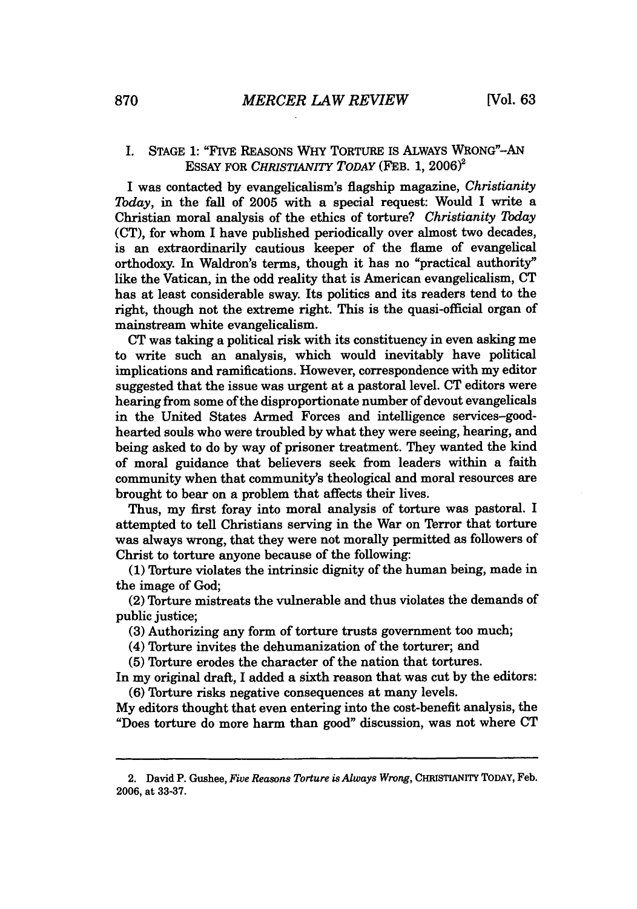## I. STAGE 1: "FIVE REASONS WHY TORTURE IS ALWAYS WRONG"–AN ESSAY FOR *CHRISTIANITY TODAY* (FEB. 1, 2006)[2]

I was contacted by evangelicalism's flagship magazine, *Christianity Today*, in the fall of 2005 with a special request: Would I write a Christian moral analysis of the ethics of torture? *Christianity Today* (CT), for whom I have published periodically over almost two decades, is an extraordinarily cautious keeper of the flame of evangelical orthodoxy. In Waldron's terms, though it has no "practical authority" like the Vatican, in the odd reality that is American evangelicalism, CT has at least considerable sway. Its politics and its readers tend to the right, though not the extreme right. This is the quasi-official organ of mainstream white evangelicalism.

CT was taking a political risk with its constituency in even asking me to write such an analysis, which would inevitably have political implications and ramifications. However, correspondence with my editor suggested that the issue was urgent at a pastoral level. CT editors were hearing from some of the disproportionate number of devout evangelicals in the United States Armed Forces and intelligence services–good-hearted souls who were troubled by what they were seeing, hearing, and being asked to do by way of prisoner treatment. They wanted the kind of moral guidance that believers seek from leaders within a faith community when that community's theological and moral resources are brought to bear on a problem that affects their lives.

Thus, my first foray into moral analysis of torture was pastoral. I attempted to tell Christians serving in the War on Terror that torture was always wrong, that they were not morally permitted as followers of Christ to torture anyone because of the following:

(1) Torture violates the intrinsic dignity of the human being, made in the image of God;

(2) Torture mistreats the vulnerable and thus violates the demands of public justice;

(3) Authorizing any form of torture trusts government too much;

(4) Torture invites the dehumanization of the torturer; and

(5) Torture erodes the character of the nation that tortures.

In my original draft, I added a sixth reason that was cut by the editors:

(6) Torture risks negative consequences at many levels.

My editors thought that even entering into the cost-benefit analysis, the "Does torture do more harm than good" discussion, was not where CT

---

2. David P. Gushee, *Five Reasons Torture is Always Wrong*, CHRISTIANITY TODAY, Feb. 2006, at 33-37.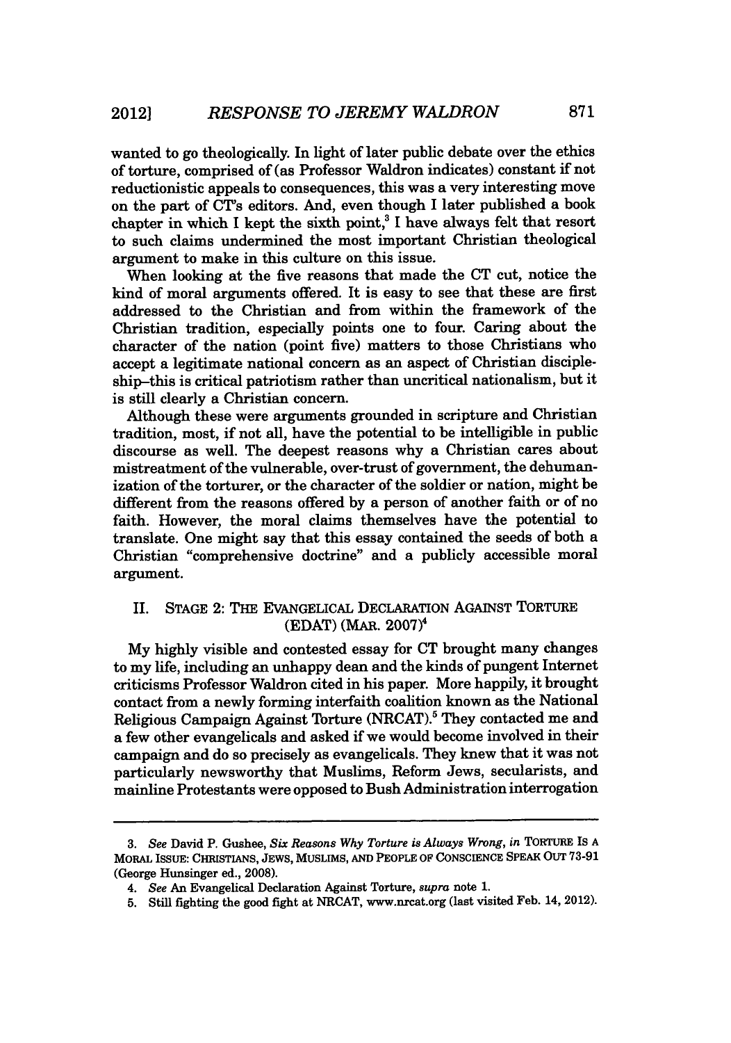wanted to go theologically. In light of later public debate over the ethics of torture, comprised of (as Professor Waldron indicates) constant if not reductionistic appeals to consequences, this was a very interesting move on the part of CT's editors. And, even though I later published a book chapter in which I kept the sixth point,[3] I have always felt that resort to such claims undermined the most important Christian theological argument to make in this culture on this issue.

When looking at the five reasons that made the CT cut, notice the kind of moral arguments offered. It is easy to see that these are first addressed to the Christian and from within the framework of the Christian tradition, especially points one to four. Caring about the character of the nation (point five) matters to those Christians who accept a legitimate national concern as an aspect of Christian discipleship–this is critical patriotism rather than uncritical nationalism, but it is still clearly a Christian concern.

Although these were arguments grounded in scripture and Christian tradition, most, if not all, have the potential to be intelligible in public discourse as well. The deepest reasons why a Christian cares about mistreatment of the vulnerable, over-trust of government, the dehumanization of the torturer, or the character of the soldier or nation, might be different from the reasons offered by a person of another faith or of no faith. However, the moral claims themselves have the potential to translate. One might say that this essay contained the seeds of both a Christian "comprehensive doctrine" and a publicly accessible moral argument.

## II. STAGE 2: THE EVANGELICAL DECLARATION AGAINST TORTURE (EDAT) (MAR. 2007)[4]

My highly visible and contested essay for CT brought many changes to my life, including an unhappy dean and the kinds of pungent Internet criticisms Professor Waldron cited in his paper. More happily, it brought contact from a newly forming interfaith coalition known as the National Religious Campaign Against Torture (NRCAT).[5] They contacted me and a few other evangelicals and asked if we would become involved in their campaign and do so precisely as evangelicals. They knew that it was not particularly newsworthy that Muslims, Reform Jews, secularists, and mainline Protestants were opposed to Bush Administration interrogation

---

3. *See* David P. Gushee, *Six Reasons Why Torture is Always Wrong*, *in* TORTURE IS A MORAL ISSUE: CHRISTIANS, JEWS, MUSLIMS, AND PEOPLE OF CONSCIENCE SPEAK OUT 73-91 (George Hunsinger ed., 2008).

4. *See* An Evangelical Declaration Against Torture, *supra* note 1.

5. Still fighting the good fight at NRCAT, www.nrcat.org (last visited Feb. 14, 2012).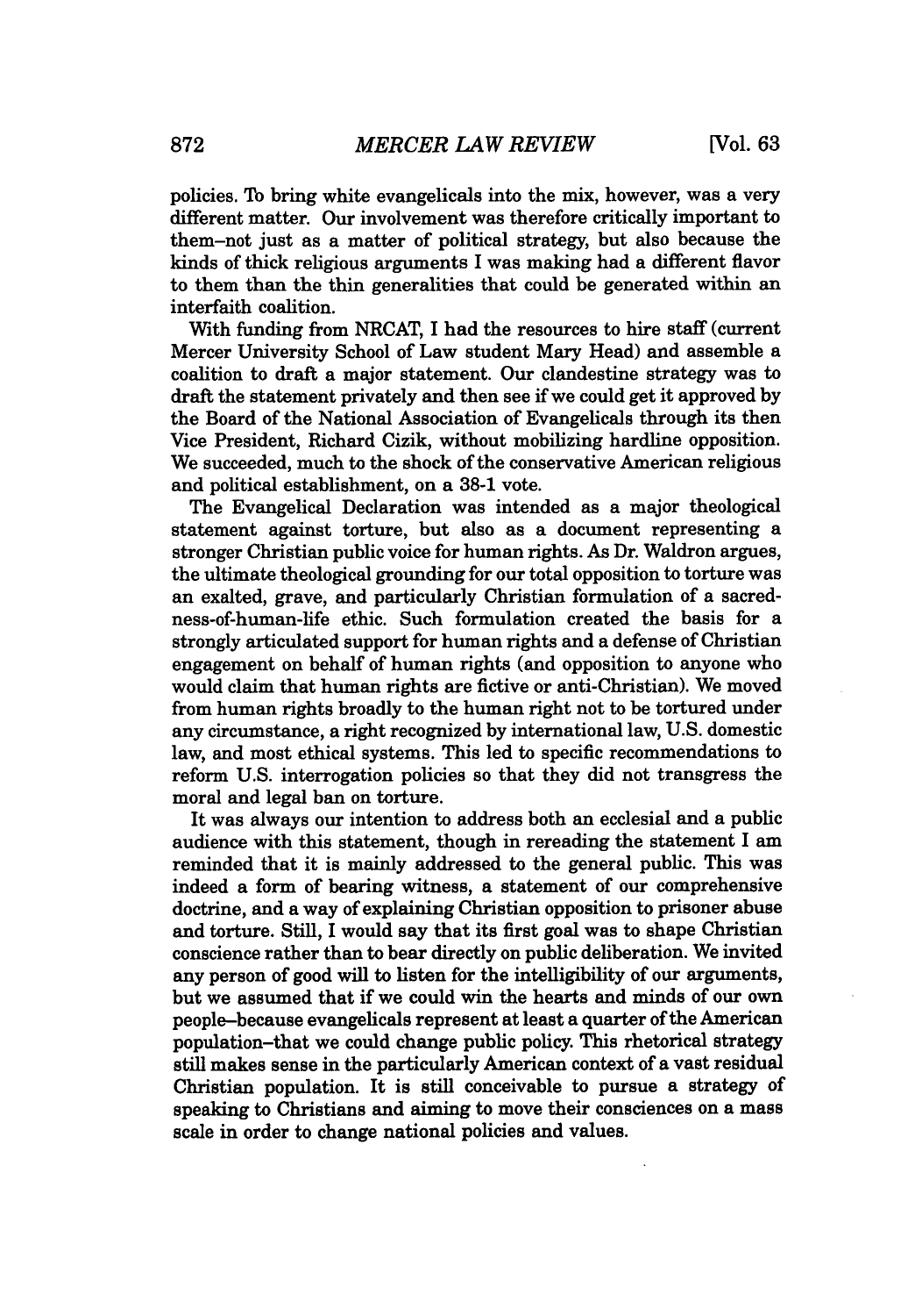policies. To bring white evangelicals into the mix, however, was a very different matter. Our involvement was therefore critically important to them–not just as a matter of political strategy, but also because the kinds of thick religious arguments I was making had a different flavor to them than the thin generalities that could be generated within an interfaith coalition.

With funding from NRCAT, I had the resources to hire staff (current Mercer University School of Law student Mary Head) and assemble a coalition to draft a major statement. Our clandestine strategy was to draft the statement privately and then see if we could get it approved by the Board of the National Association of Evangelicals through its then Vice President, Richard Cizik, without mobilizing hardline opposition. We succeeded, much to the shock of the conservative American religious and political establishment, on a 38-1 vote.

The Evangelical Declaration was intended as a major theological statement against torture, but also as a document representing a stronger Christian public voice for human rights. As Dr. Waldron argues, the ultimate theological grounding for our total opposition to torture was an exalted, grave, and particularly Christian formulation of a sacredness-of-human-life ethic. Such formulation created the basis for a strongly articulated support for human rights and a defense of Christian engagement on behalf of human rights (and opposition to anyone who would claim that human rights are fictive or anti-Christian). We moved from human rights broadly to the human right not to be tortured under any circumstance, a right recognized by international law, U.S. domestic law, and most ethical systems. This led to specific recommendations to reform U.S. interrogation policies so that they did not transgress the moral and legal ban on torture.

It was always our intention to address both an ecclesial and a public audience with this statement, though in rereading the statement I am reminded that it is mainly addressed to the general public. This was indeed a form of bearing witness, a statement of our comprehensive doctrine, and a way of explaining Christian opposition to prisoner abuse and torture. Still, I would say that its first goal was to shape Christian conscience rather than to bear directly on public deliberation. We invited any person of good will to listen for the intelligibility of our arguments, but we assumed that if we could win the hearts and minds of our own people–because evangelicals represent at least a quarter of the American population–that we could change public policy. This rhetorical strategy still makes sense in the particularly American context of a vast residual Christian population. It is still conceivable to pursue a strategy of speaking to Christians and aiming to move their consciences on a mass scale in order to change national policies and values.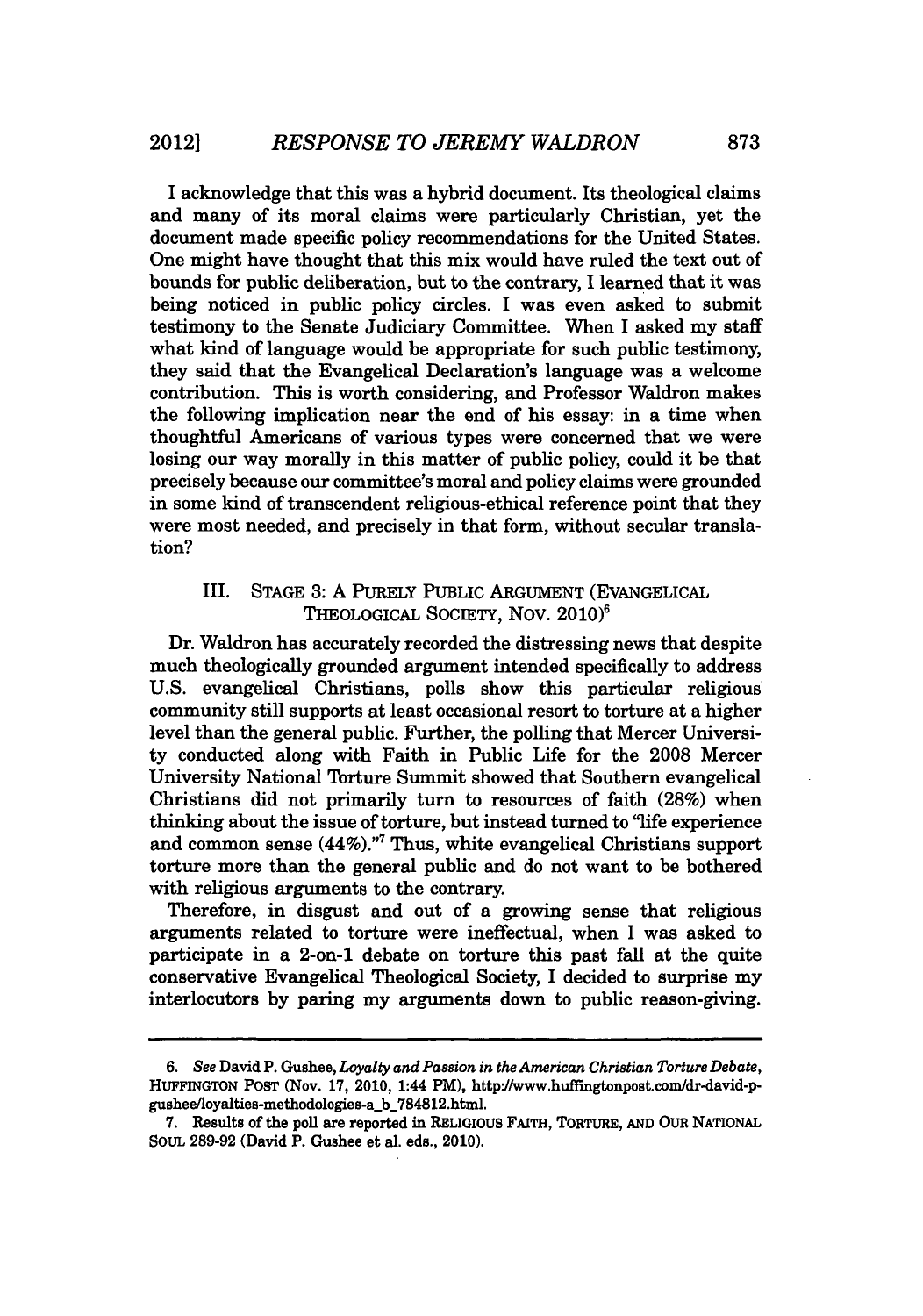I acknowledge that this was a hybrid document. Its theological claims and many of its moral claims were particularly Christian, yet the document made specific policy recommendations for the United States. One might have thought that this mix would have ruled the text out of bounds for public deliberation, but to the contrary, I learned that it was being noticed in public policy circles. I was even asked to submit testimony to the Senate Judiciary Committee. When I asked my staff what kind of language would be appropriate for such public testimony, they said that the Evangelical Declaration's language was a welcome contribution. This is worth considering, and Professor Waldron makes the following implication near the end of his essay: in a time when thoughtful Americans of various types were concerned that we were losing our way morally in this matter of public policy, could it be that precisely because our committee's moral and policy claims were grounded in some kind of transcendent religious-ethical reference point that they were most needed, and precisely in that form, without secular translation?

## III. STAGE 3: A PURELY PUBLIC ARGUMENT (EVANGELICAL THEOLOGICAL SOCIETY, NOV. 2010)[6]

Dr. Waldron has accurately recorded the distressing news that despite much theologically grounded argument intended specifically to address U.S. evangelical Christians, polls show this particular religious community still supports at least occasional resort to torture at a higher level than the general public. Further, the polling that Mercer University conducted along with Faith in Public Life for the 2008 Mercer University National Torture Summit showed that Southern evangelical Christians did not primarily turn to resources of faith (28%) when thinking about the issue of torture, but instead turned to "life experience and common sense (44%)."[7] Thus, white evangelical Christians support torture more than the general public and do not want to be bothered with religious arguments to the contrary.

Therefore, in disgust and out of a growing sense that religious arguments related to torture were ineffectual, when I was asked to participate in a 2-on-1 debate on torture this past fall at the quite conservative Evangelical Theological Society, I decided to surprise my interlocutors by paring my arguments down to public reason-giving.

---

6. *See* David P. Gushee, *Loyalty and Passion in the American Christian Torture Debate*, HUFFINGTON POST (Nov. 17, 2010, 1:44 PM), http://www.huffingtonpost.com/dr-david-p-gushee/loyalties-methodologies-a_b_784812.html.

7. Results of the poll are reported in RELIGIOUS FAITH, TORTURE, AND OUR NATIONAL SOUL 289-92 (David P. Gushee et al. eds., 2010).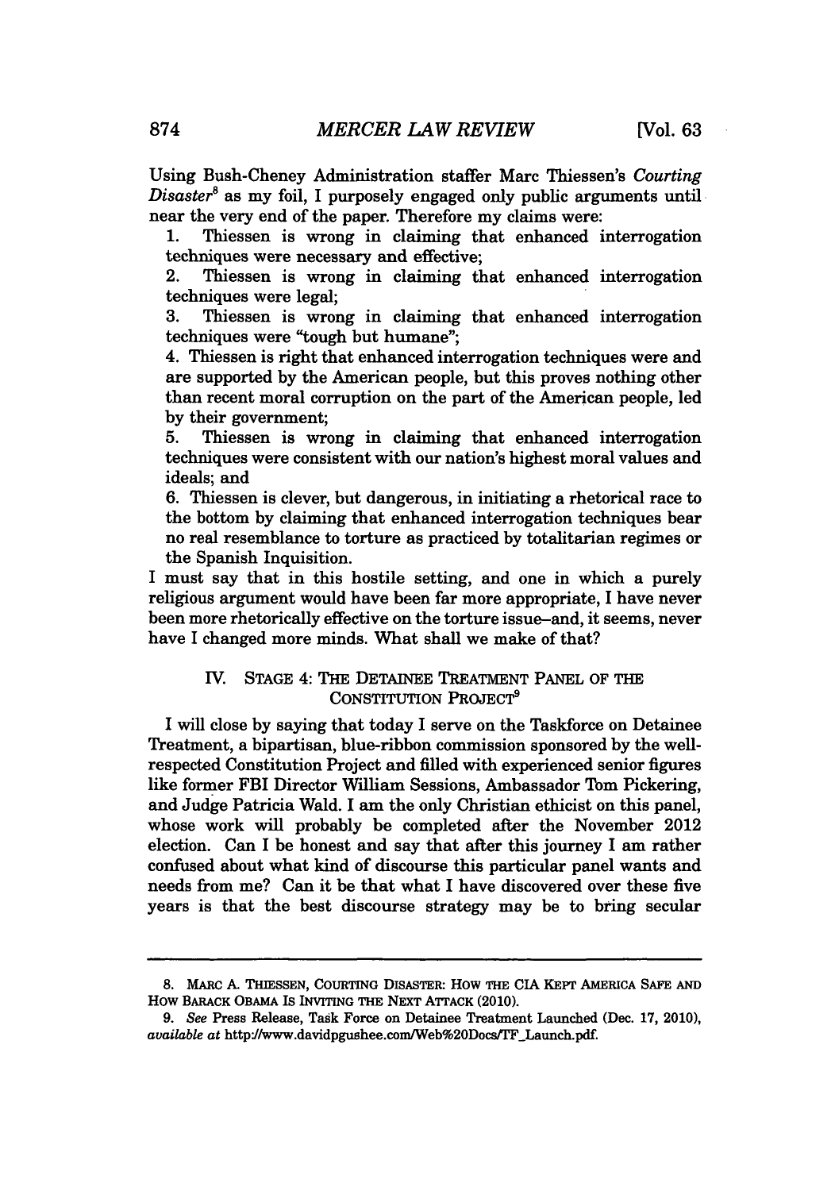Using Bush-Cheney Administration staffer Marc Thiessen's *Courting Disaster*[8] as my foil, I purposely engaged only public arguments until near the very end of the paper. Therefore my claims were:

1. Thiessen is wrong in claiming that enhanced interrogation techniques were necessary and effective;
2. Thiessen is wrong in claiming that enhanced interrogation techniques were legal;
3. Thiessen is wrong in claiming that enhanced interrogation techniques were "tough but humane";
4. Thiessen is right that enhanced interrogation techniques were and are supported by the American people, but this proves nothing other than recent moral corruption on the part of the American people, led by their government;
5. Thiessen is wrong in claiming that enhanced interrogation techniques were consistent with our nation's highest moral values and ideals; and
6. Thiessen is clever, but dangerous, in initiating a rhetorical race to the bottom by claiming that enhanced interrogation techniques bear no real resemblance to torture as practiced by totalitarian regimes or the Spanish Inquisition.

I must say that in this hostile setting, and one in which a purely religious argument would have been far more appropriate, I have never been more rhetorically effective on the torture issue–and, it seems, never have I changed more minds. What shall we make of that?

## IV. STAGE 4: THE DETAINEE TREATMENT PANEL OF THE CONSTITUTION PROJECT[9]

I will close by saying that today I serve on the Taskforce on Detainee Treatment, a bipartisan, blue-ribbon commission sponsored by the well-respected Constitution Project and filled with experienced senior figures like former FBI Director William Sessions, Ambassador Tom Pickering, and Judge Patricia Wald. I am the only Christian ethicist on this panel, whose work will probably be completed after the November 2012 election. Can I be honest and say that after this journey I am rather confused about what kind of discourse this particular panel wants and needs from me? Can it be that what I have discovered over these five years is that the best discourse strategy may be to bring secular

---

8. MARC A. THIESSEN, COURTING DISASTER: HOW THE CIA KEPT AMERICA SAFE AND HOW BARACK OBAMA IS INVITING THE NEXT ATTACK (2010).

9. *See* Press Release, Task Force on Detainee Treatment Launched (Dec. 17, 2010), *available at* http://www.davidpgushee.com/Web%20Docs/TF_Launch.pdf.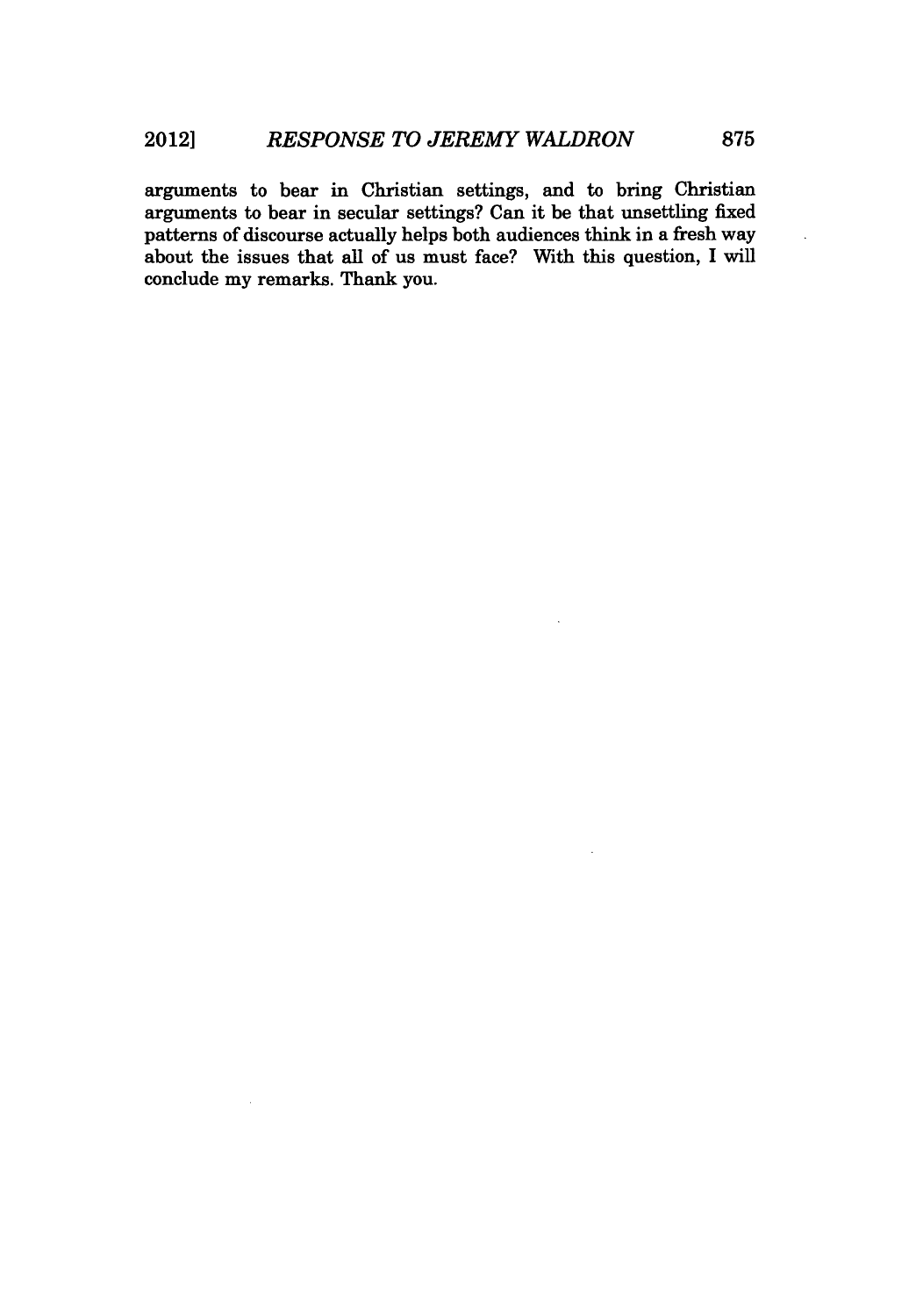arguments to bear in Christian settings, and to bring Christian arguments to bear in secular settings? Can it be that unsettling fixed patterns of discourse actually helps both audiences think in a fresh way about the issues that all of us must face? With this question, I will conclude my remarks. Thank you.